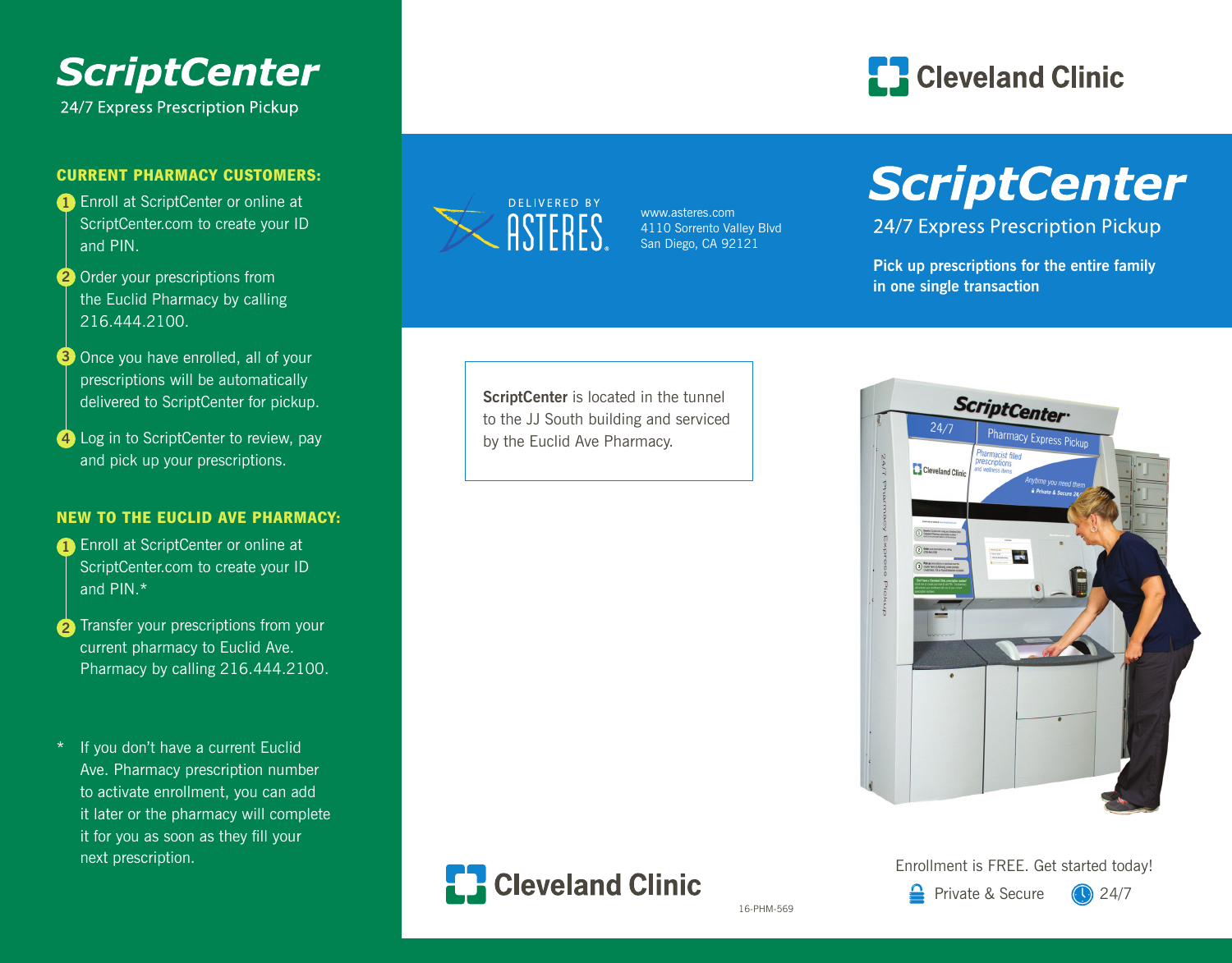# ScriptCenter

24/7 Express Prescription Pickup

## CURRENT PHARMACY CUSTOMERS:

1. Enroll at ScriptCenter or online at ScriptCenter.com to create your ID and PIN.
2. Order your prescriptions from the Euclid Pharmacy by calling 216.444.2100.
3. Once you have enrolled, all of your prescriptions will be automatically delivered to ScriptCenter for pickup.
4. Log in to ScriptCenter to review, pay and pick up your prescriptions.

## NEW TO THE EUCLID AVE PHARMACY:

1. Enroll at ScriptCenter or online at ScriptCenter.com to create your ID and PIN.*
2. Transfer your prescriptions from your current pharmacy to Euclid Ave. Pharmacy by calling 216.444.2100.

\* If you don't have a current Euclid Ave. Pharmacy prescription number to activate enrollment, you can add it later or the pharmacy will complete it for you as soon as they fill your next prescription.

Cleveland Clinic

DELIVERED BY ASTERES

www.asteres.com
4110 Sorrento Valley Blvd
San Diego, CA 92121

# ScriptCenter

24/7 Express Prescription Pickup

**Pick up prescriptions for the entire family in one single transaction**

**ScriptCenter** is located in the tunnel to the JJ South building and serviced by the Euclid Ave Pharmacy.

Cleveland Clinic

16-PHM-569

Enrollment is FREE. Get started today!

Private & Secure   24/7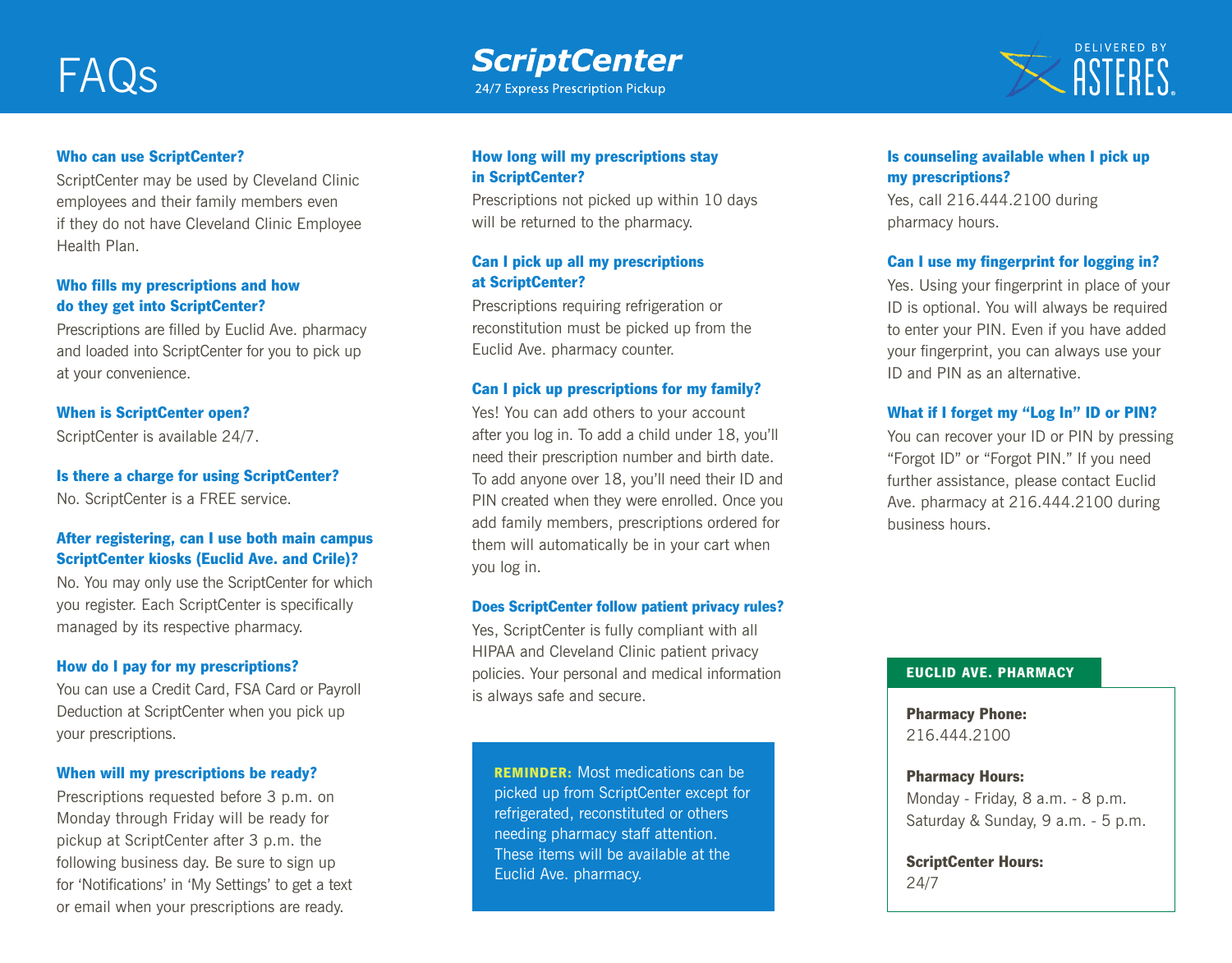# FAQs

**ScriptCenter**
24/7 Express Prescription Pickup

DELIVERED BY ASTERES

### Who can use ScriptCenter?

ScriptCenter may be used by Cleveland Clinic employees and their family members even if they do not have Cleveland Clinic Employee Health Plan.

### Who fills my prescriptions and how do they get into ScriptCenter?

Prescriptions are filled by Euclid Ave. pharmacy and loaded into ScriptCenter for you to pick up at your convenience.

### When is ScriptCenter open?

ScriptCenter is available 24/7.

### Is there a charge for using ScriptCenter?

No. ScriptCenter is a FREE service.

### After registering, can I use both main campus ScriptCenter kiosks (Euclid Ave. and Crile)?

No. You may only use the ScriptCenter for which you register. Each ScriptCenter is specifically managed by its respective pharmacy.

### How do I pay for my prescriptions?

You can use a Credit Card, FSA Card or Payroll Deduction at ScriptCenter when you pick up your prescriptions.

### When will my prescriptions be ready?

Prescriptions requested before 3 p.m. on Monday through Friday will be ready for pickup at ScriptCenter after 3 p.m. the following business day. Be sure to sign up for 'Notifications' in 'My Settings' to get a text or email when your prescriptions are ready.

### How long will my prescriptions stay in ScriptCenter?

Prescriptions not picked up within 10 days will be returned to the pharmacy.

### Can I pick up all my prescriptions at ScriptCenter?

Prescriptions requiring refrigeration or reconstitution must be picked up from the Euclid Ave. pharmacy counter.

### Can I pick up prescriptions for my family?

Yes! You can add others to your account after you log in. To add a child under 18, you'll need their prescription number and birth date. To add anyone over 18, you'll need their ID and PIN created when they were enrolled. Once you add family members, prescriptions ordered for them will automatically be in your cart when you log in.

### Does ScriptCenter follow patient privacy rules?

Yes, ScriptCenter is fully compliant with all HIPAA and Cleveland Clinic patient privacy policies. Your personal and medical information is always safe and secure.

**REMINDER:** Most medications can be picked up from ScriptCenter except for refrigerated, reconstituted or others needing pharmacy staff attention. These items will be available at the Euclid Ave. pharmacy.

### Is counseling available when I pick up my prescriptions?

Yes, call 216.444.2100 during pharmacy hours.

### Can I use my fingerprint for logging in?

Yes. Using your fingerprint in place of your ID is optional. You will always be required to enter your PIN. Even if you have added your fingerprint, you can always use your ID and PIN as an alternative.

### What if I forget my "Log In" ID or PIN?

You can recover your ID or PIN by pressing "Forgot ID" or "Forgot PIN." If you need further assistance, please contact Euclid Ave. pharmacy at 216.444.2100 during business hours.

### EUCLID AVE. PHARMACY

**Pharmacy Phone:**
216.444.2100

**Pharmacy Hours:**
Monday - Friday, 8 a.m. - 8 p.m.
Saturday & Sunday, 9 a.m. - 5 p.m.

**ScriptCenter Hours:**
24/7